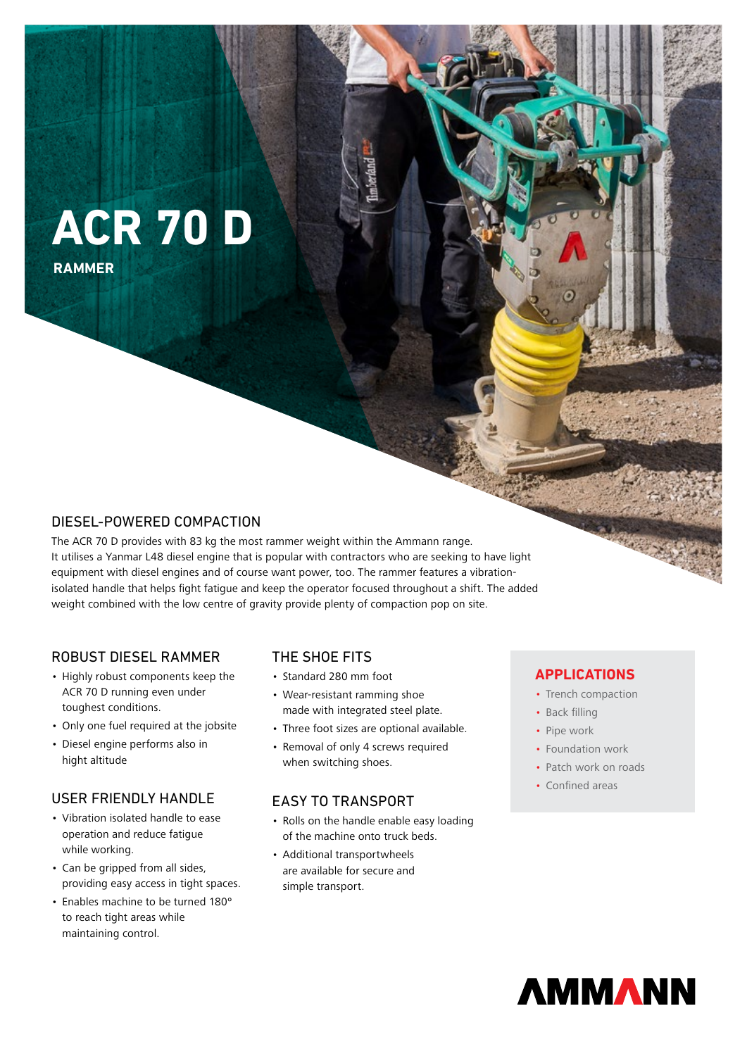# ACR 70 D

**RAMMER**

## DIESEL-POWERED COMPACTION

The ACR 70 D provides with 83 kg the most rammer weight within the Ammann range. It utilises a Yanmar L48 diesel engine that is popular with contractors who are seeking to have light equipment with diesel engines and of course want power, too. The rammer features a vibration-isolated handle that helps fight fatigue and keep the operator focused throughout a shift. The added weight combined with the low centre of gravity provide plenty of compaction pop on site.

## ROBUST DIESEL RAMMER

- Highly robust components keep the ACR 70 D running even under toughest conditions.
- Only one fuel required at the jobsite
- Diesel engine performs also in hight altitude

## USER FRIENDLY HANDLE

- Vibration isolated handle to ease operation and reduce fatigue while working.
- Can be gripped from all sides, providing easy access in tight spaces.
- Enables machine to be turned 180° to reach tight areas while maintaining control.

## THE SHOE FITS

- Standard 280 mm foot
- Wear-resistant ramming shoe made with integrated steel plate.
- Three foot sizes are optional available.
- Removal of only 4 screws required when switching shoes.

## EASY TO TRANSPORT

- Rolls on the handle enable easy loading of the machine onto truck beds.
- Additional transportwheels are available for secure and simple transport.

## APPLICATIONS

- Trench compaction
- Back filling
- Pipe work
- Foundation work
- Patch work on roads
- Confined areas

AMMANN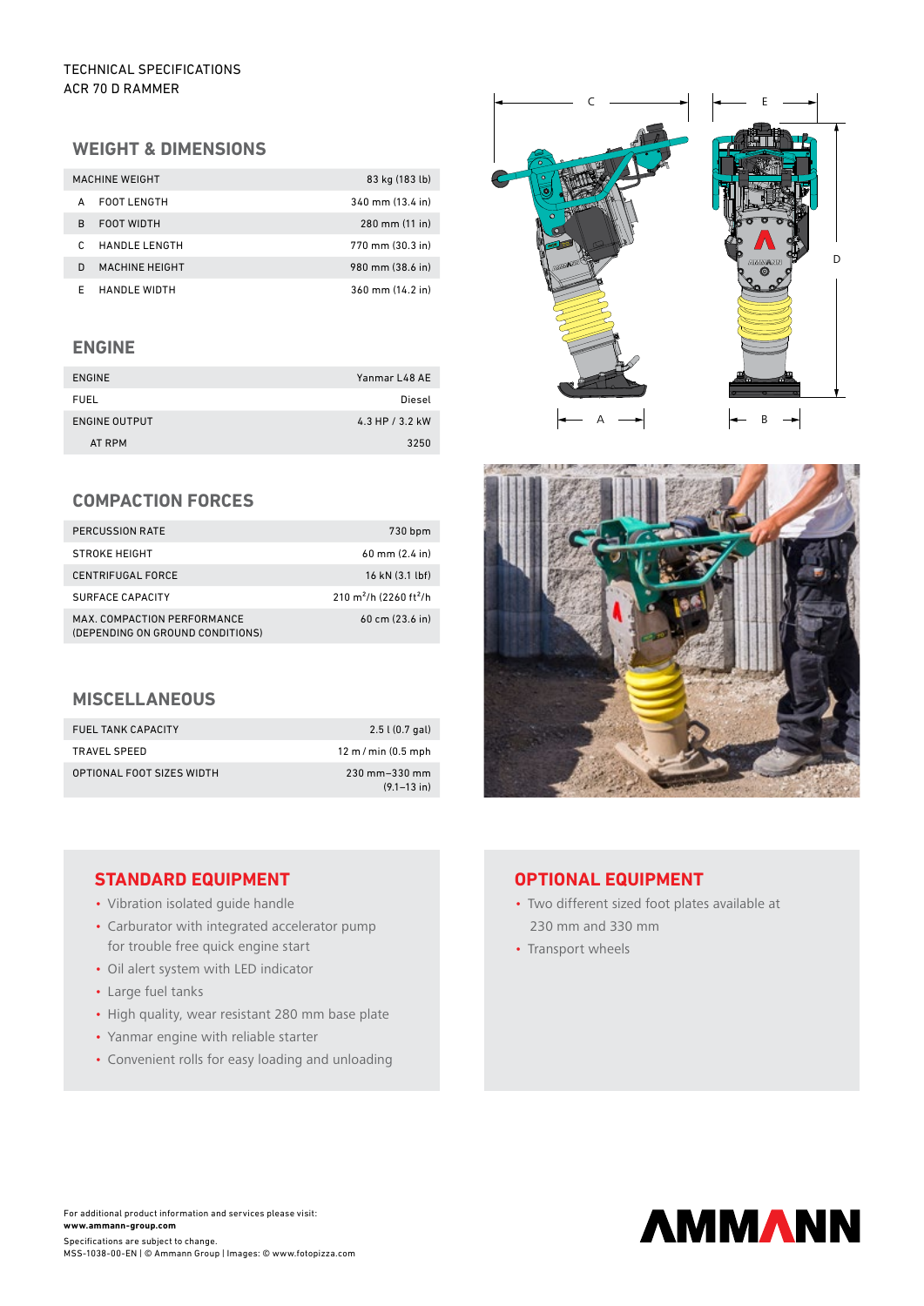TECHNICAL SPECIFICATIONS
ACR 70 D RAMMER

## WEIGHT & DIMENSIONS

| | | |
|---|---|---|
| | MACHINE WEIGHT | 83 kg (183 lb) |
| A | FOOT LENGTH | 340 mm (13.4 in) |
| B | FOOT WIDTH | 280 mm (11 in) |
| C | HANDLE LENGTH | 770 mm (30.3 in) |
| D | MACHINE HEIGHT | 980 mm (38.6 in) |
| E | HANDLE WIDTH | 360 mm (14.2 in) |

## ENGINE

| | |
|---|---|
| ENGINE | Yanmar L48 AE |
| FUEL | Diesel |
| ENGINE OUTPUT | 4.3 HP / 3.2 kW |
| AT RPM | 3250 |

## COMPACTION FORCES

| | |
|---|---|
| PERCUSSION RATE | 730 bpm |
| STROKE HEIGHT | 60 mm (2.4 in) |
| CENTRIFUGAL FORCE | 16 kN (3.1 lbf) |
| SURFACE CAPACITY | 210 $m^2$/h (2260 $ft^2$/h |
| MAX. COMPACTION PERFORMANCE (DEPENDING ON GROUND CONDITIONS) | 60 cm (23.6 in) |

## MISCELLANEOUS

| | |
|---|---|
| FUEL TANK CAPACITY | 2.5 l (0.7 gal) |
| TRAVEL SPEED | 12 m / min (0.5 mph |
| OPTIONAL FOOT SIZES WIDTH | 230 mm–330 mm (9.1–13 in) |

C
E
D
A
B

## STANDARD EQUIPMENT

- Vibration isolated guide handle
- Carburator with integrated accelerator pump for trouble free quick engine start
- Oil alert system with LED indicator
- Large fuel tanks
- High quality, wear resistant 280 mm base plate
- Yanmar engine with reliable starter
- Convenient rolls for easy loading and unloading

## OPTIONAL EQUIPMENT

- Two different sized foot plates available at 230 mm and 330 mm
- Transport wheels

For additional product information and services please visit:
**www.ammann-group.com**

Specifications are subject to change.
MSS-1038-00-EN | © Ammann Group | Images: © www.fotopizza.com

AMMANN